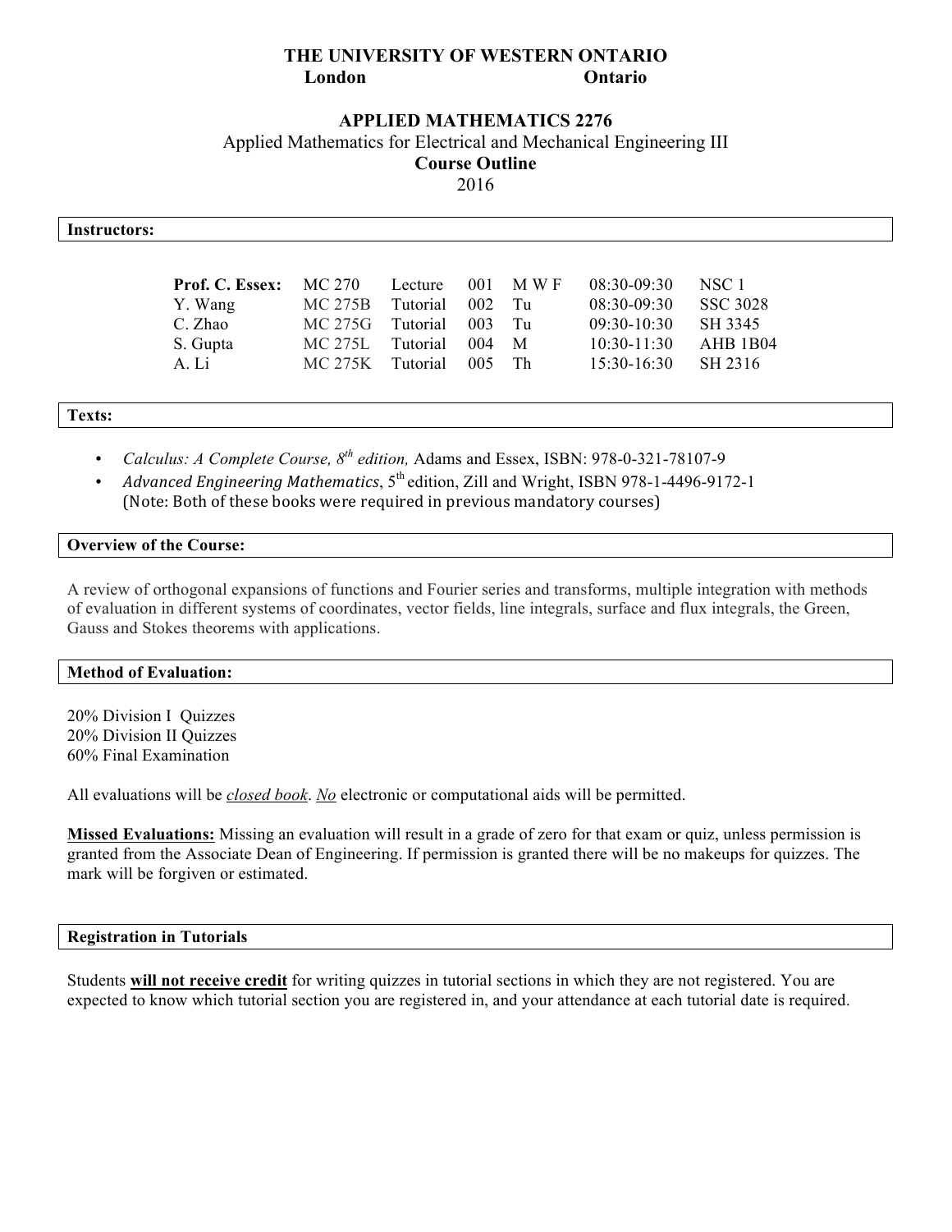**THE UNIVERSITY OF WESTERN ONTARIO**
**London Ontario**

# APPLIED MATHEMATICS 2276

Applied Mathematics for Electrical and Mechanical Engineering III

**Course Outline**

2016

## Instructors:

| | | | | | | |
|---|---|---|---|---|---|---|
| **Prof. C. Essex:** | MC 270 | Lecture | 001 | M W F | 08:30-09:30 | NSC 1 |
| Y. Wang | MC 275B | Tutorial | 002 | Tu | 08:30-09:30 | SSC 3028 |
| C. Zhao | MC 275G | Tutorial | 003 | Tu | 09:30-10:30 | SH 3345 |
| S. Gupta | MC 275L | Tutorial | 004 | M | 10:30-11:30 | AHB 1B04 |
| A. Li | MC 275K | Tutorial | 005 | Th | 15:30-16:30 | SH 2316 |

## Texts:

- *Calculus: A Complete Course, 8th edition,* Adams and Essex, ISBN: 978-0-321-78107-9
- *Advanced Engineering Mathematics*, 5th edition, Zill and Wright, ISBN 978-1-4496-9172-1
  (Note: Both of these books were required in previous mandatory courses)

## Overview of the Course:

A review of orthogonal expansions of functions and Fourier series and transforms, multiple integration with methods of evaluation in different systems of coordinates, vector fields, line integrals, surface and flux integrals, the Green, Gauss and Stokes theorems with applications.

## Method of Evaluation:

20% Division I Quizzes
20% Division II Quizzes
60% Final Examination

All evaluations will be *closed book*. *No* electronic or computational aids will be permitted.

**Missed Evaluations:** Missing an evaluation will result in a grade of zero for that exam or quiz, unless permission is granted from the Associate Dean of Engineering. If permission is granted there will be no makeups for quizzes. The mark will be forgiven or estimated.

## Registration in Tutorials

Students **will not receive credit** for writing quizzes in tutorial sections in which they are not registered. You are expected to know which tutorial section you are registered in, and your attendance at each tutorial date is required.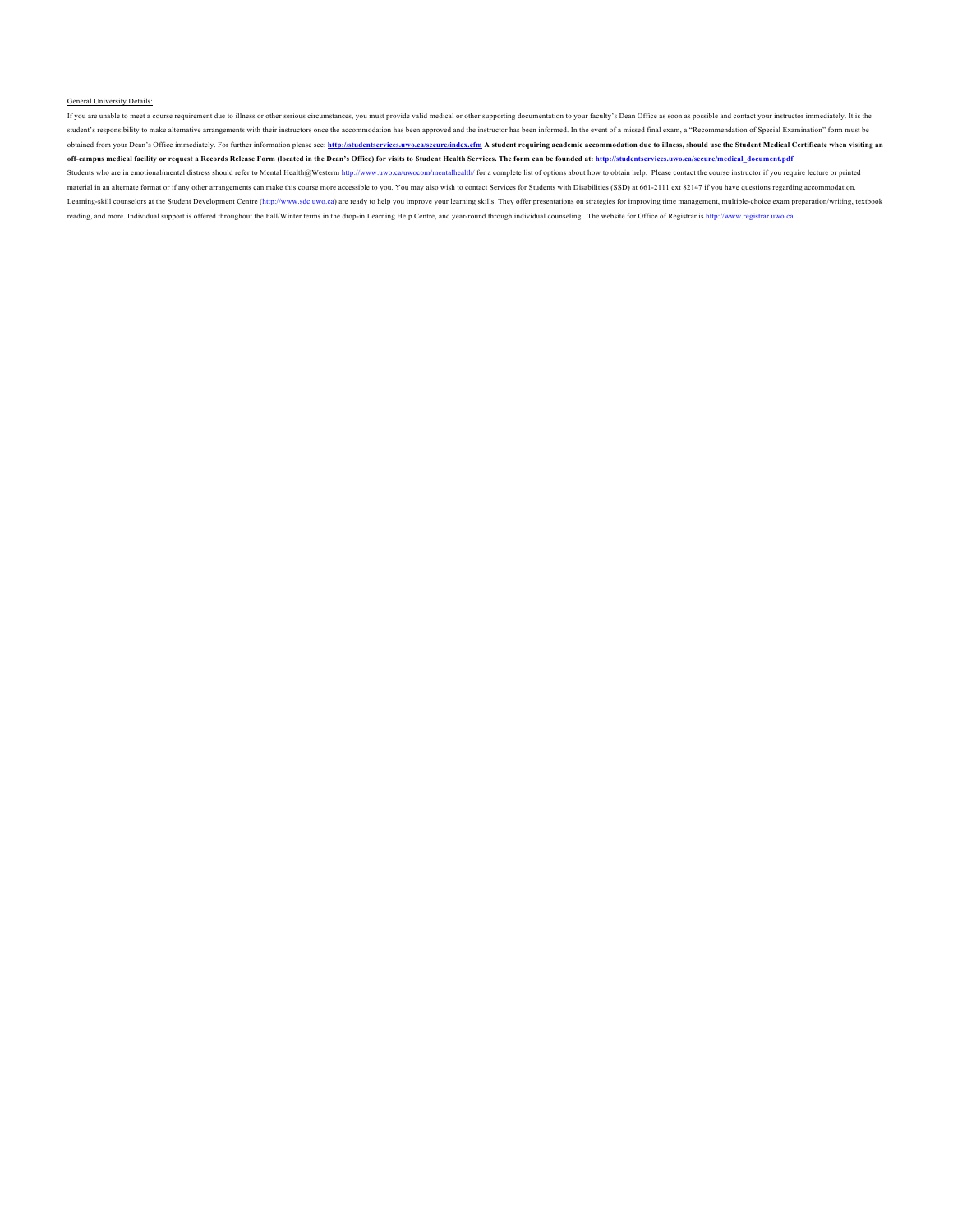General University Details:

If you are unable to meet a course requirement due to illness or other serious circumstances, you must provide valid medical or other supporting documentation to your faculty's Dean Office as soon as possible and contact your instructor immediately. It is the student's responsibility to make alternative arrangements with their instructors once the accommodation has been approved and the instructor has been informed. In the event of a missed final exam, a "Recommendation of Special Examination" form must be obtained from your Dean's Office immediately. For further information please see: **http://studentservices.uwo.ca/secure/index.cfm** **A student requiring academic accommodation due to illness, should use the Student Medical Certificate when visiting an off-campus medical facility or request a Records Release Form (located in the Dean's Office) for visits to Student Health Services. The form can be founded at: http://studentservices.uwo.ca/secure/medical_document.pdf**

Students who are in emotional/mental distress should refer to Mental Health@Western http://www.uwo.ca/uwocom/mentalhealth/ for a complete list of options about how to obtain help. Please contact the course instructor if you require lecture or printed material in an alternate format or if any other arrangements can make this course more accessible to you. You may also wish to contact Services for Students with Disabilities (SSD) at 661-2111 ext 82147 if you have questions regarding accommodation.

Learning-skill counselors at the Student Development Centre (http://www.sdc.uwo.ca) are ready to help you improve your learning skills. They offer presentations on strategies for improving time management, multiple-choice exam preparation/writing, textbook reading, and more. Individual support is offered throughout the Fall/Winter terms in the drop-in Learning Help Centre, and year-round through individual counseling. The website for Office of Registrar is http://www.registrar.uwo.ca